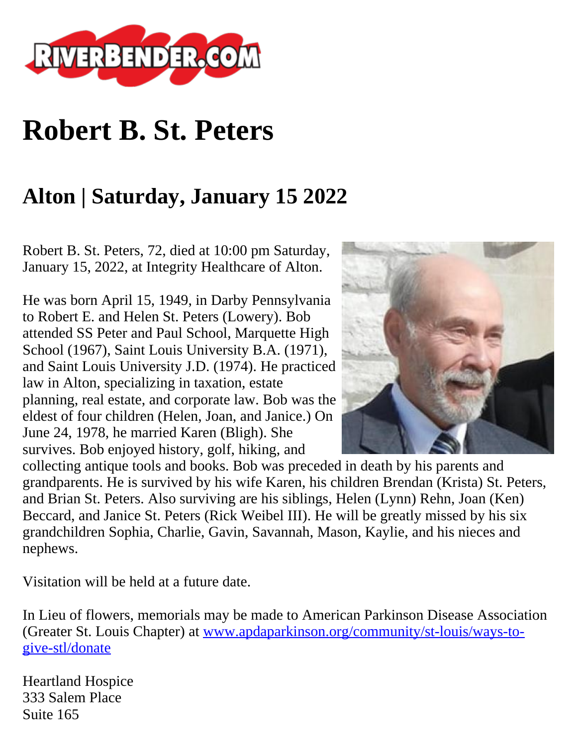# Robert B. St. Peters

## Alton | Saturday, January 15 2022

Robert B. St. Peters, 72, died at 10:00 pm Saturday, January 15, 2022, at Integrity Healthcare of Alton.

He was born April 15, 1949, in Darby Pennsylvania to Robert E. and Helen St. Peters (Lowery). Bob attended SS Peter and Paul School, Marquette High School (1967), Saint Louis University B.A. (1971), and Saint Louis University J.D. (1974). He practiced law in Alton, specializing in taxation, estate planning, real estate, and corporate law. Bob was the eldest of four children (Helen, Joan, and Janice.) On June 24, 1978, he married Karen (Bligh). She survives. Bob enjoyed history, golf, hiking, and collecting antique tools and books. Bob was preceded in death by his parents and grandparents. He is survived by his wife Karen, his children Brendan (Krista) St. Peters, and Brian St. Peters. Also surviving are his siblings, Helen (Lynn) Rehn, Joan (Ken) Beccard, and Janice St. Peters (Rick Weibel III). He will be greatly missed by his six grandchildren Sophia, Charlie, Gavin, Savannah, Mason, Kaylie, and his nieces and nephews.

Visitation will be held at a future date.

In Lieu of flowers, memorials may be made to American Parkinson Disease Association (Greater St. Louis Chapter) at [www.apdaparkinson.org/community/st-louis/ways-to-give-stl/donate](www.apdaparkinson.org/community/st-louis/ways-to-give-stl/donate)

Heartland Hospice
333 Salem Place
Suite 165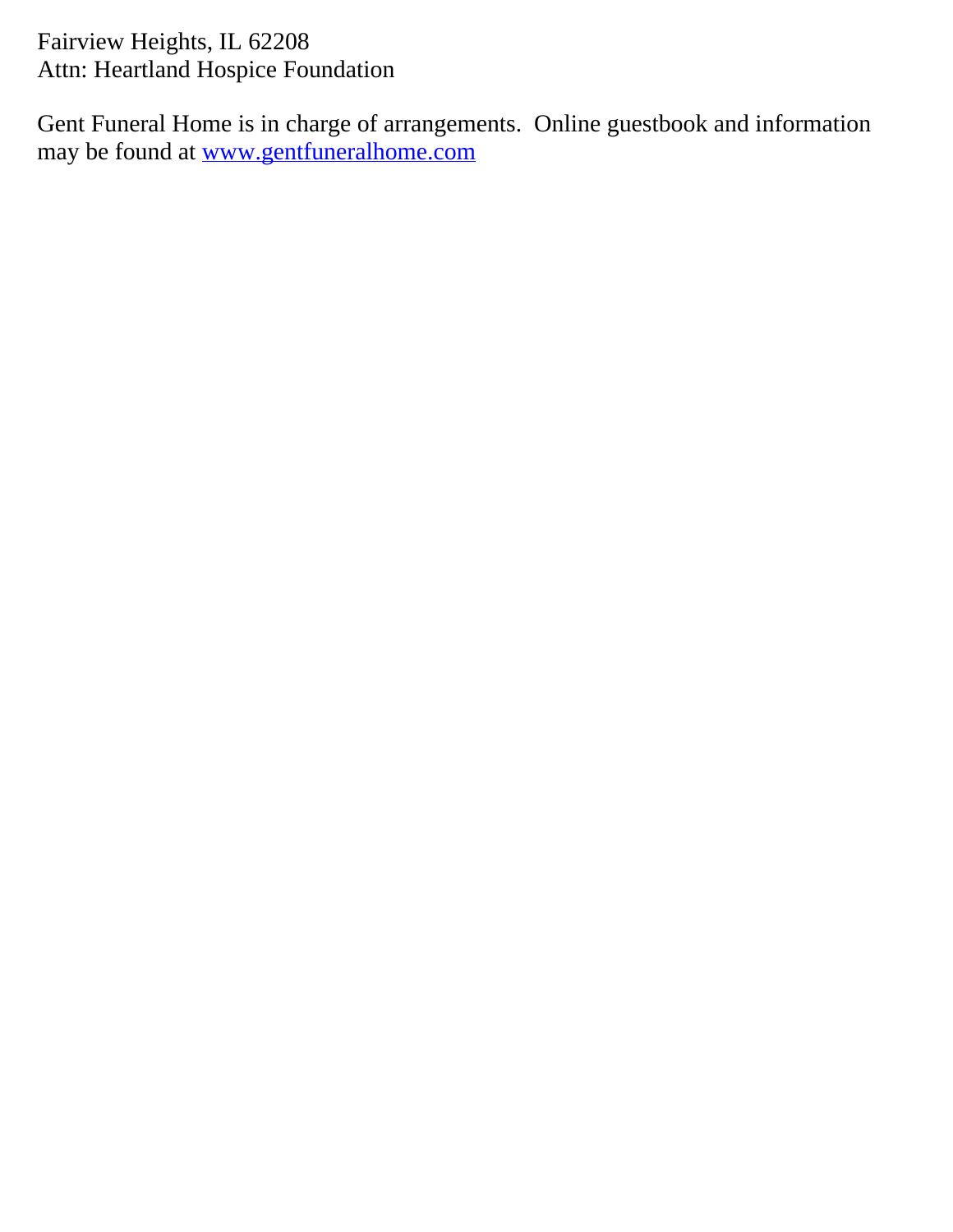Fairview Heights, IL 62208
Attn: Heartland Hospice Foundation

Gent Funeral Home is in charge of arrangements. Online guestbook and information may be found at [www.gentfuneralhome.com](http://www.gentfuneralhome.com)